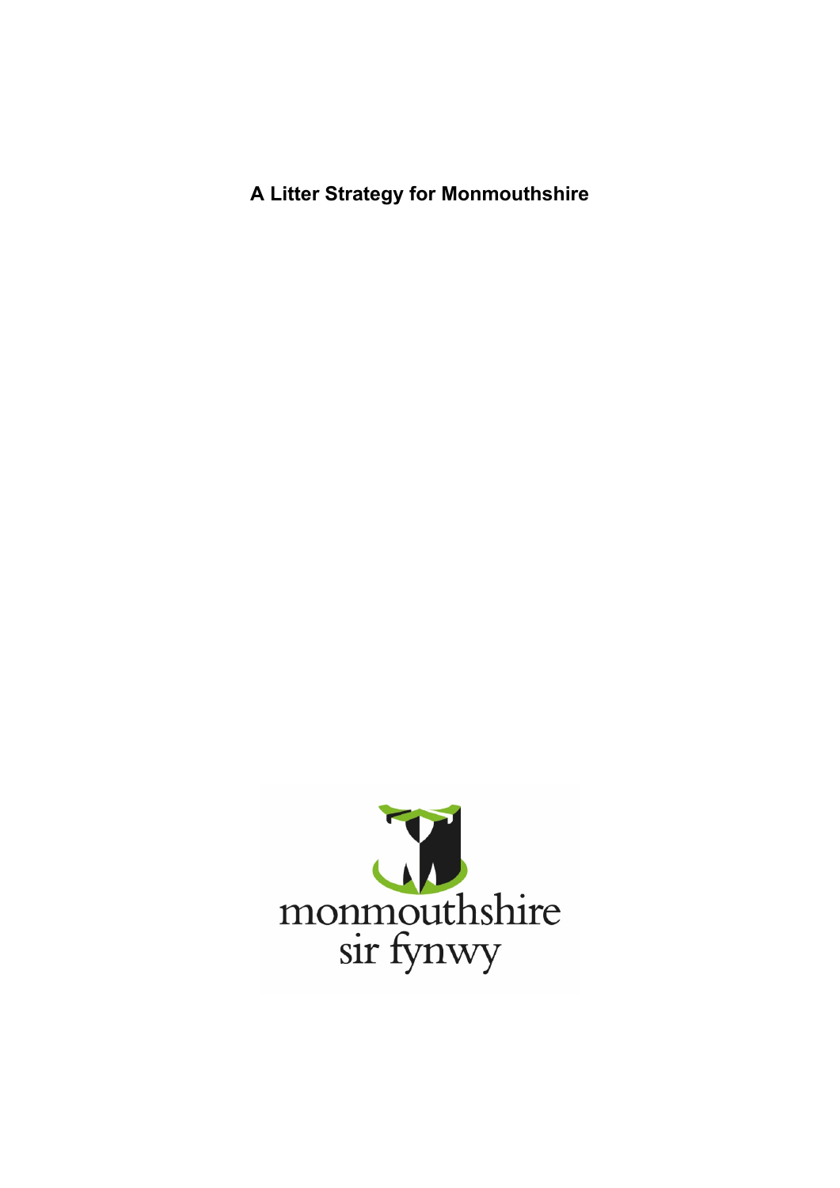# A Litter Strategy for Monmouthshire

monmouthshire
sir fynwy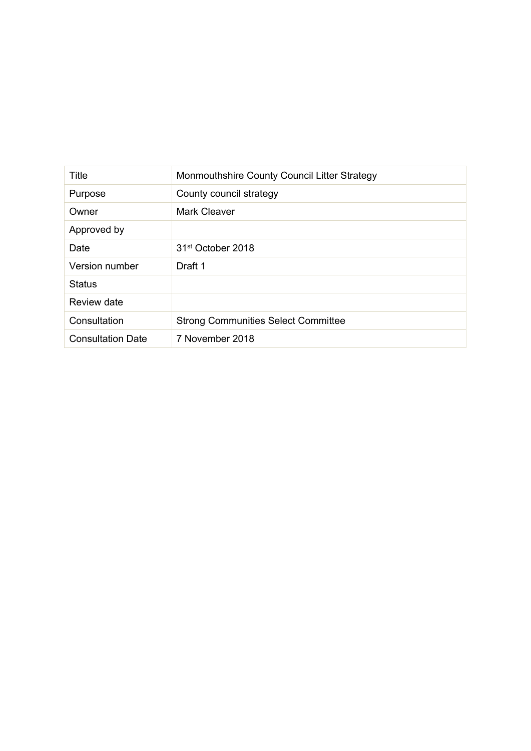| Title | Monmouthshire County Council Litter Strategy |
| --- | --- |
| Purpose | County council strategy |
| Owner | Mark Cleaver |
| Approved by | |
| Date | 31st October 2018 |
| Version number | Draft 1 |
| Status | |
| Review date | |
| Consultation | Strong Communities Select Committee |
| Consultation Date | 7 November 2018 |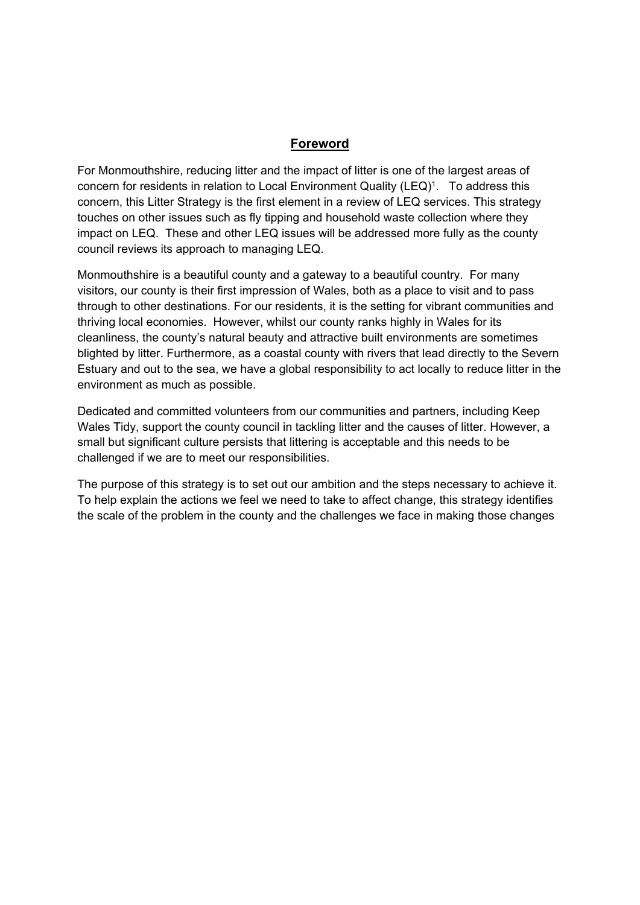## Foreword

For Monmouthshire, reducing litter and the impact of litter is one of the largest areas of concern for residents in relation to Local Environment Quality (LEQ)[1]. To address this concern, this Litter Strategy is the first element in a review of LEQ services. This strategy touches on other issues such as fly tipping and household waste collection where they impact on LEQ. These and other LEQ issues will be addressed more fully as the county council reviews its approach to managing LEQ.

Monmouthshire is a beautiful county and a gateway to a beautiful country. For many visitors, our county is their first impression of Wales, both as a place to visit and to pass through to other destinations. For our residents, it is the setting for vibrant communities and thriving local economies. However, whilst our county ranks highly in Wales for its cleanliness, the county's natural beauty and attractive built environments are sometimes blighted by litter. Furthermore, as a coastal county with rivers that lead directly to the Severn Estuary and out to the sea, we have a global responsibility to act locally to reduce litter in the environment as much as possible.

Dedicated and committed volunteers from our communities and partners, including Keep Wales Tidy, support the county council in tackling litter and the causes of litter. However, a small but significant culture persists that littering is acceptable and this needs to be challenged if we are to meet our responsibilities.

The purpose of this strategy is to set out our ambition and the steps necessary to achieve it. To help explain the actions we feel we need to take to affect change, this strategy identifies the scale of the problem in the county and the challenges we face in making those changes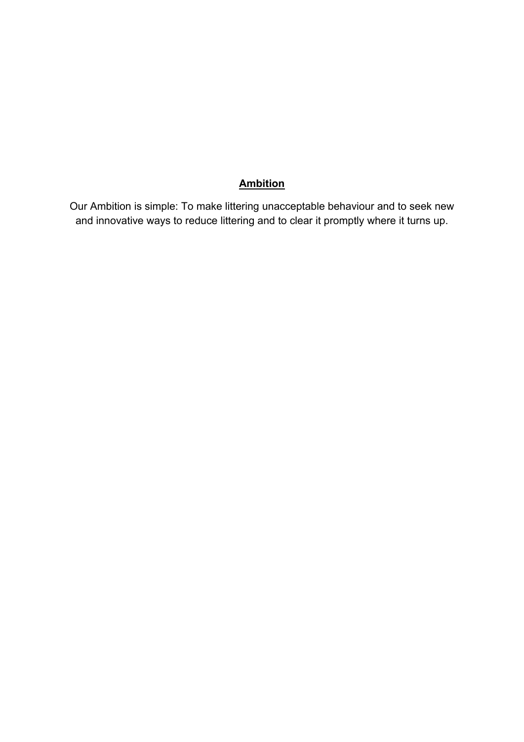## **Ambition**

Our Ambition is simple: To make littering unacceptable behaviour and to seek new and innovative ways to reduce littering and to clear it promptly where it turns up.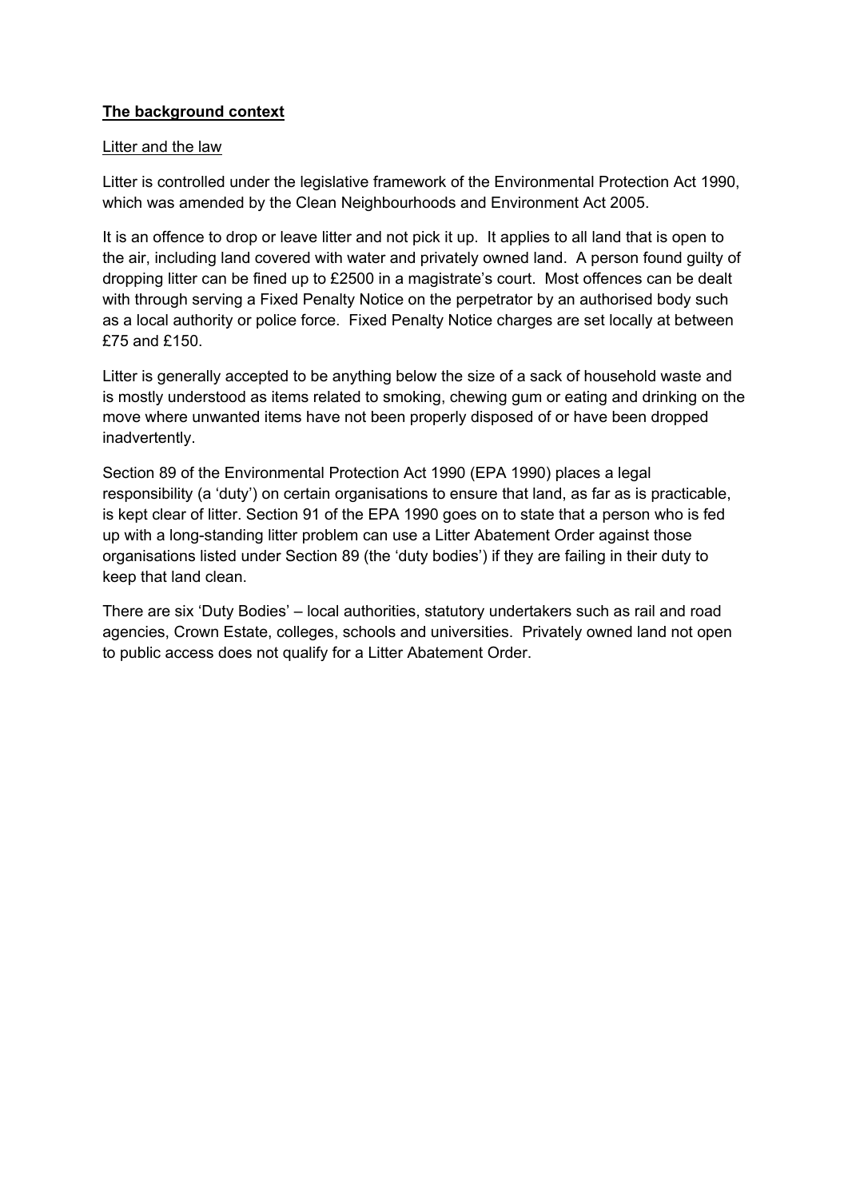## The background context

### Litter and the law

Litter is controlled under the legislative framework of the Environmental Protection Act 1990, which was amended by the Clean Neighbourhoods and Environment Act 2005.

It is an offence to drop or leave litter and not pick it up. It applies to all land that is open to the air, including land covered with water and privately owned land. A person found guilty of dropping litter can be fined up to £2500 in a magistrate's court. Most offences can be dealt with through serving a Fixed Penalty Notice on the perpetrator by an authorised body such as a local authority or police force. Fixed Penalty Notice charges are set locally at between £75 and £150.

Litter is generally accepted to be anything below the size of a sack of household waste and is mostly understood as items related to smoking, chewing gum or eating and drinking on the move where unwanted items have not been properly disposed of or have been dropped inadvertently.

Section 89 of the Environmental Protection Act 1990 (EPA 1990) places a legal responsibility (a 'duty') on certain organisations to ensure that land, as far as is practicable, is kept clear of litter. Section 91 of the EPA 1990 goes on to state that a person who is fed up with a long-standing litter problem can use a Litter Abatement Order against those organisations listed under Section 89 (the 'duty bodies') if they are failing in their duty to keep that land clean.

There are six 'Duty Bodies' – local authorities, statutory undertakers such as rail and road agencies, Crown Estate, colleges, schools and universities. Privately owned land not open to public access does not qualify for a Litter Abatement Order.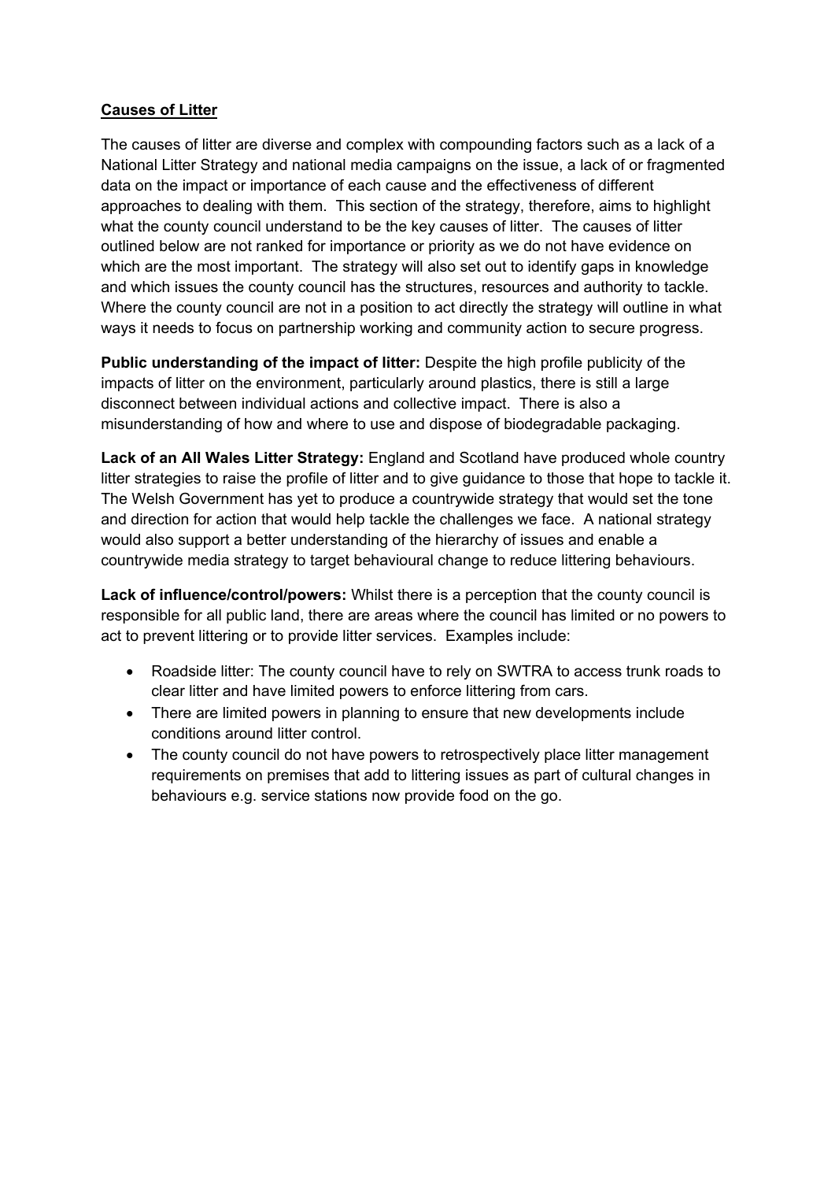## Causes of Litter

The causes of litter are diverse and complex with compounding factors such as a lack of a National Litter Strategy and national media campaigns on the issue, a lack of or fragmented data on the impact or importance of each cause and the effectiveness of different approaches to dealing with them. This section of the strategy, therefore, aims to highlight what the county council understand to be the key causes of litter. The causes of litter outlined below are not ranked for importance or priority as we do not have evidence on which are the most important. The strategy will also set out to identify gaps in knowledge and which issues the county council has the structures, resources and authority to tackle. Where the county council are not in a position to act directly the strategy will outline in what ways it needs to focus on partnership working and community action to secure progress.

**Public understanding of the impact of litter:** Despite the high profile publicity of the impacts of litter on the environment, particularly around plastics, there is still a large disconnect between individual actions and collective impact. There is also a misunderstanding of how and where to use and dispose of biodegradable packaging.

**Lack of an All Wales Litter Strategy:** England and Scotland have produced whole country litter strategies to raise the profile of litter and to give guidance to those that hope to tackle it. The Welsh Government has yet to produce a countrywide strategy that would set the tone and direction for action that would help tackle the challenges we face. A national strategy would also support a better understanding of the hierarchy of issues and enable a countrywide media strategy to target behavioural change to reduce littering behaviours.

**Lack of influence/control/powers:** Whilst there is a perception that the county council is responsible for all public land, there are areas where the council has limited or no powers to act to prevent littering or to provide litter services. Examples include:

- Roadside litter: The county council have to rely on SWTRA to access trunk roads to clear litter and have limited powers to enforce littering from cars.
- There are limited powers in planning to ensure that new developments include conditions around litter control.
- The county council do not have powers to retrospectively place litter management requirements on premises that add to littering issues as part of cultural changes in behaviours e.g. service stations now provide food on the go.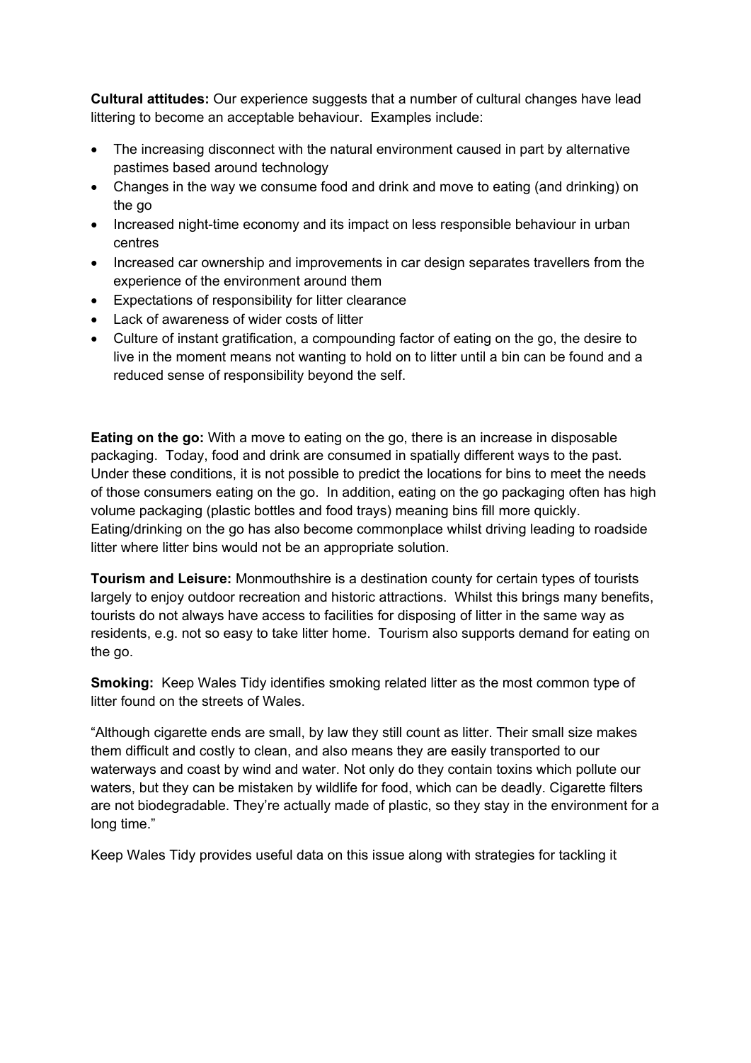**Cultural attitudes:** Our experience suggests that a number of cultural changes have lead littering to become an acceptable behaviour. Examples include:

- The increasing disconnect with the natural environment caused in part by alternative pastimes based around technology
- Changes in the way we consume food and drink and move to eating (and drinking) on the go
- Increased night-time economy and its impact on less responsible behaviour in urban centres
- Increased car ownership and improvements in car design separates travellers from the experience of the environment around them
- Expectations of responsibility for litter clearance
- Lack of awareness of wider costs of litter
- Culture of instant gratification, a compounding factor of eating on the go, the desire to live in the moment means not wanting to hold on to litter until a bin can be found and a reduced sense of responsibility beyond the self.

**Eating on the go:** With a move to eating on the go, there is an increase in disposable packaging. Today, food and drink are consumed in spatially different ways to the past. Under these conditions, it is not possible to predict the locations for bins to meet the needs of those consumers eating on the go. In addition, eating on the go packaging often has high volume packaging (plastic bottles and food trays) meaning bins fill more quickly. Eating/drinking on the go has also become commonplace whilst driving leading to roadside litter where litter bins would not be an appropriate solution.

**Tourism and Leisure:** Monmouthshire is a destination county for certain types of tourists largely to enjoy outdoor recreation and historic attractions. Whilst this brings many benefits, tourists do not always have access to facilities for disposing of litter in the same way as residents, e.g. not so easy to take litter home. Tourism also supports demand for eating on the go.

**Smoking:** Keep Wales Tidy identifies smoking related litter as the most common type of litter found on the streets of Wales.

"Although cigarette ends are small, by law they still count as litter. Their small size makes them difficult and costly to clean, and also means they are easily transported to our waterways and coast by wind and water. Not only do they contain toxins which pollute our waters, but they can be mistaken by wildlife for food, which can be deadly. Cigarette filters are not biodegradable. They're actually made of plastic, so they stay in the environment for a long time."

Keep Wales Tidy provides useful data on this issue along with strategies for tackling it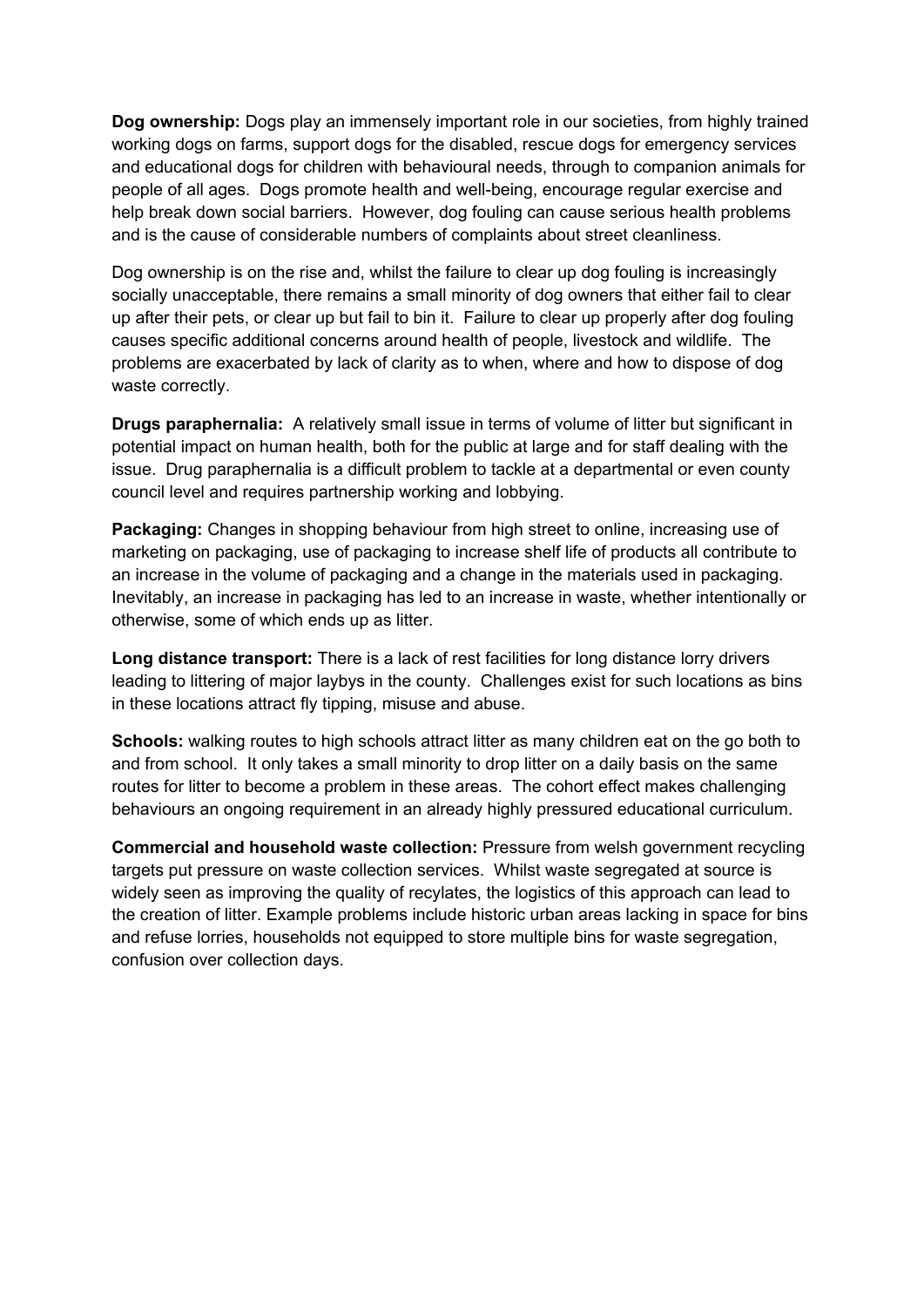**Dog ownership:** Dogs play an immensely important role in our societies, from highly trained working dogs on farms, support dogs for the disabled, rescue dogs for emergency services and educational dogs for children with behavioural needs, through to companion animals for people of all ages. Dogs promote health and well-being, encourage regular exercise and help break down social barriers. However, dog fouling can cause serious health problems and is the cause of considerable numbers of complaints about street cleanliness.

Dog ownership is on the rise and, whilst the failure to clear up dog fouling is increasingly socially unacceptable, there remains a small minority of dog owners that either fail to clear up after their pets, or clear up but fail to bin it. Failure to clear up properly after dog fouling causes specific additional concerns around health of people, livestock and wildlife. The problems are exacerbated by lack of clarity as to when, where and how to dispose of dog waste correctly.

**Drugs paraphernalia:** A relatively small issue in terms of volume of litter but significant in potential impact on human health, both for the public at large and for staff dealing with the issue. Drug paraphernalia is a difficult problem to tackle at a departmental or even county council level and requires partnership working and lobbying.

**Packaging:** Changes in shopping behaviour from high street to online, increasing use of marketing on packaging, use of packaging to increase shelf life of products all contribute to an increase in the volume of packaging and a change in the materials used in packaging. Inevitably, an increase in packaging has led to an increase in waste, whether intentionally or otherwise, some of which ends up as litter.

**Long distance transport:** There is a lack of rest facilities for long distance lorry drivers leading to littering of major laybys in the county. Challenges exist for such locations as bins in these locations attract fly tipping, misuse and abuse.

**Schools:** walking routes to high schools attract litter as many children eat on the go both to and from school. It only takes a small minority to drop litter on a daily basis on the same routes for litter to become a problem in these areas. The cohort effect makes challenging behaviours an ongoing requirement in an already highly pressured educational curriculum.

**Commercial and household waste collection:** Pressure from welsh government recycling targets put pressure on waste collection services. Whilst waste segregated at source is widely seen as improving the quality of recylates, the logistics of this approach can lead to the creation of litter. Example problems include historic urban areas lacking in space for bins and refuse lorries, households not equipped to store multiple bins for waste segregation, confusion over collection days.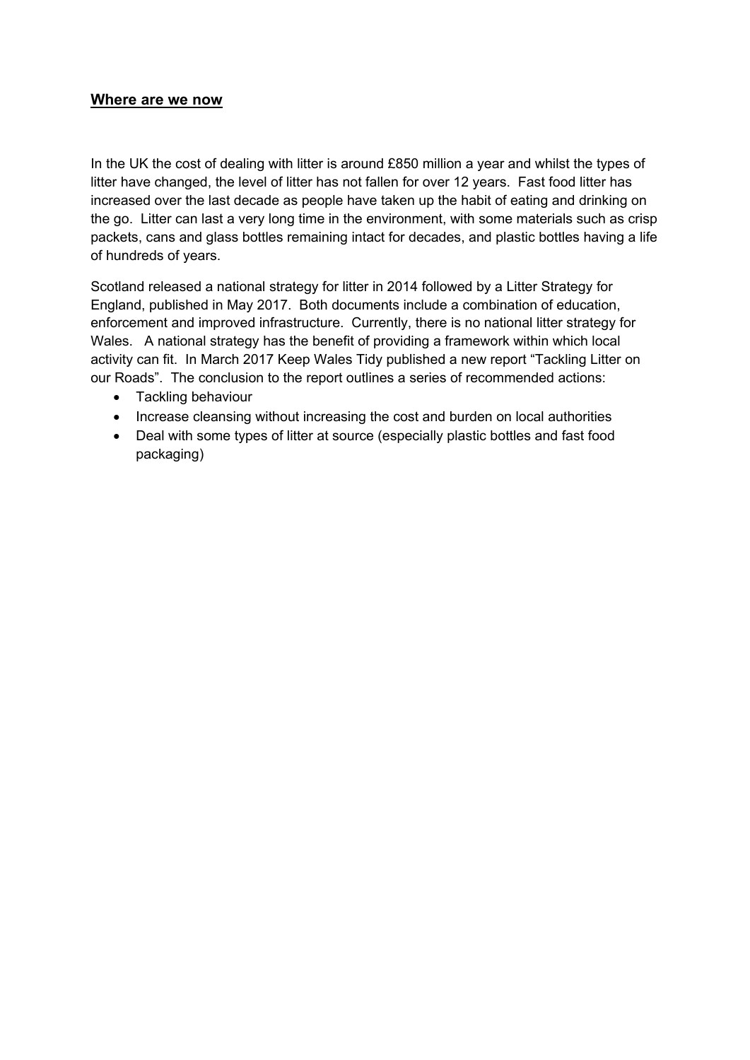## Where are we now

In the UK the cost of dealing with litter is around £850 million a year and whilst the types of litter have changed, the level of litter has not fallen for over 12 years. Fast food litter has increased over the last decade as people have taken up the habit of eating and drinking on the go. Litter can last a very long time in the environment, with some materials such as crisp packets, cans and glass bottles remaining intact for decades, and plastic bottles having a life of hundreds of years.

Scotland released a national strategy for litter in 2014 followed by a Litter Strategy for England, published in May 2017. Both documents include a combination of education, enforcement and improved infrastructure. Currently, there is no national litter strategy for Wales. A national strategy has the benefit of providing a framework within which local activity can fit. In March 2017 Keep Wales Tidy published a new report "Tackling Litter on our Roads". The conclusion to the report outlines a series of recommended actions:

- Tackling behaviour
- Increase cleansing without increasing the cost and burden on local authorities
- Deal with some types of litter at source (especially plastic bottles and fast food packaging)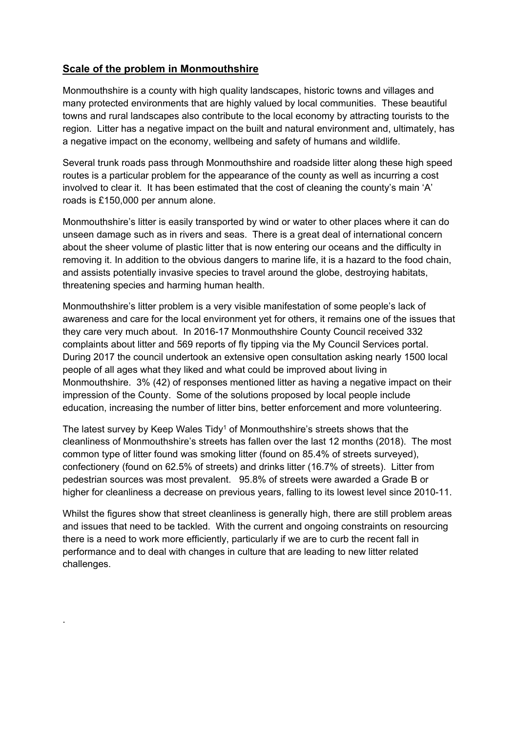## **Scale of the problem in Monmouthshire**

Monmouthshire is a county with high quality landscapes, historic towns and villages and many protected environments that are highly valued by local communities. These beautiful towns and rural landscapes also contribute to the local economy by attracting tourists to the region. Litter has a negative impact on the built and natural environment and, ultimately, has a negative impact on the economy, wellbeing and safety of humans and wildlife.

Several trunk roads pass through Monmouthshire and roadside litter along these high speed routes is a particular problem for the appearance of the county as well as incurring a cost involved to clear it. It has been estimated that the cost of cleaning the county's main 'A' roads is £150,000 per annum alone.

Monmouthshire's litter is easily transported by wind or water to other places where it can do unseen damage such as in rivers and seas. There is a great deal of international concern about the sheer volume of plastic litter that is now entering our oceans and the difficulty in removing it. In addition to the obvious dangers to marine life, it is a hazard to the food chain, and assists potentially invasive species to travel around the globe, destroying habitats, threatening species and harming human health.

Monmouthshire's litter problem is a very visible manifestation of some people's lack of awareness and care for the local environment yet for others, it remains one of the issues that they care very much about. In 2016-17 Monmouthshire County Council received 332 complaints about litter and 569 reports of fly tipping via the My Council Services portal. During 2017 the council undertook an extensive open consultation asking nearly 1500 local people of all ages what they liked and what could be improved about living in Monmouthshire. 3% (42) of responses mentioned litter as having a negative impact on their impression of the County. Some of the solutions proposed by local people include education, increasing the number of litter bins, better enforcement and more volunteering.

The latest survey by Keep Wales Tidy[1] of Monmouthshire's streets shows that the cleanliness of Monmouthshire's streets has fallen over the last 12 months (2018). The most common type of litter found was smoking litter (found on 85.4% of streets surveyed), confectionery (found on 62.5% of streets) and drinks litter (16.7% of streets). Litter from pedestrian sources was most prevalent. 95.8% of streets were awarded a Grade B or higher for cleanliness a decrease on previous years, falling to its lowest level since 2010-11.

Whilst the figures show that street cleanliness is generally high, there are still problem areas and issues that need to be tackled. With the current and ongoing constraints on resourcing there is a need to work more efficiently, particularly if we are to curb the recent fall in performance and to deal with changes in culture that are leading to new litter related challenges.

.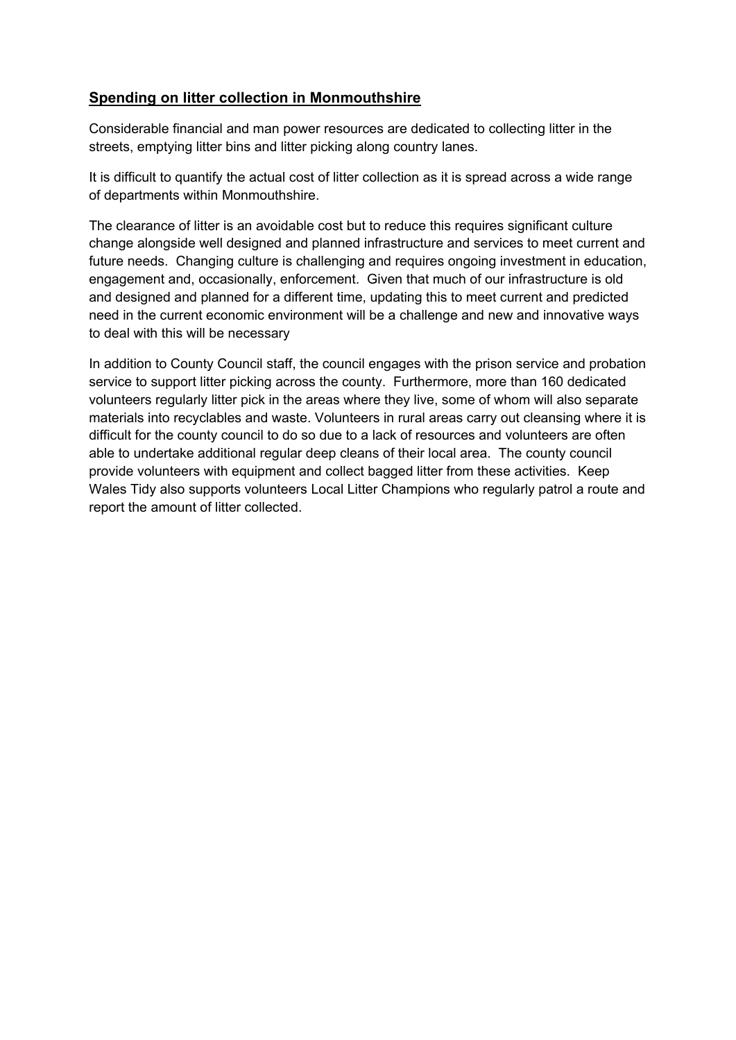## **Spending on litter collection in Monmouthshire**

Considerable financial and man power resources are dedicated to collecting litter in the streets, emptying litter bins and litter picking along country lanes.

It is difficult to quantify the actual cost of litter collection as it is spread across a wide range of departments within Monmouthshire.

The clearance of litter is an avoidable cost but to reduce this requires significant culture change alongside well designed and planned infrastructure and services to meet current and future needs. Changing culture is challenging and requires ongoing investment in education, engagement and, occasionally, enforcement. Given that much of our infrastructure is old and designed and planned for a different time, updating this to meet current and predicted need in the current economic environment will be a challenge and new and innovative ways to deal with this will be necessary

In addition to County Council staff, the council engages with the prison service and probation service to support litter picking across the county. Furthermore, more than 160 dedicated volunteers regularly litter pick in the areas where they live, some of whom will also separate materials into recyclables and waste. Volunteers in rural areas carry out cleansing where it is difficult for the county council to do so due to a lack of resources and volunteers are often able to undertake additional regular deep cleans of their local area. The county council provide volunteers with equipment and collect bagged litter from these activities. Keep Wales Tidy also supports volunteers Local Litter Champions who regularly patrol a route and report the amount of litter collected.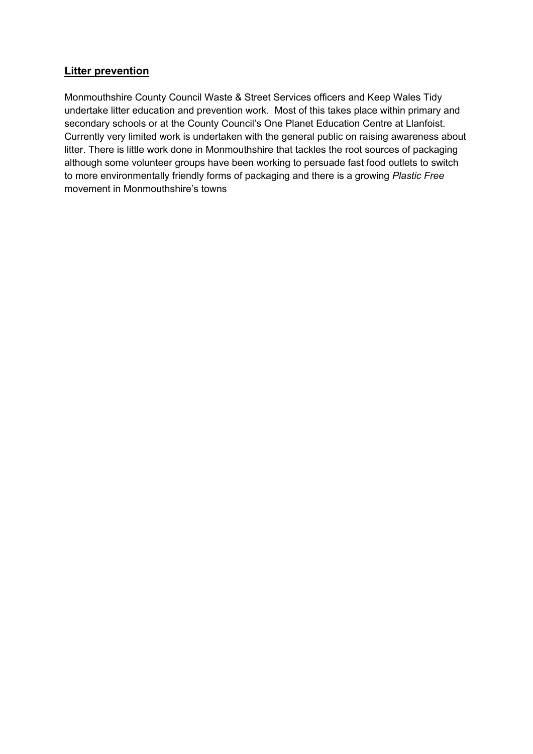## Litter prevention

Monmouthshire County Council Waste & Street Services officers and Keep Wales Tidy undertake litter education and prevention work. Most of this takes place within primary and secondary schools or at the County Council's One Planet Education Centre at Llanfoist. Currently very limited work is undertaken with the general public on raising awareness about litter. There is little work done in Monmouthshire that tackles the root sources of packaging although some volunteer groups have been working to persuade fast food outlets to switch to more environmentally friendly forms of packaging and there is a growing *Plastic Free* movement in Monmouthshire's towns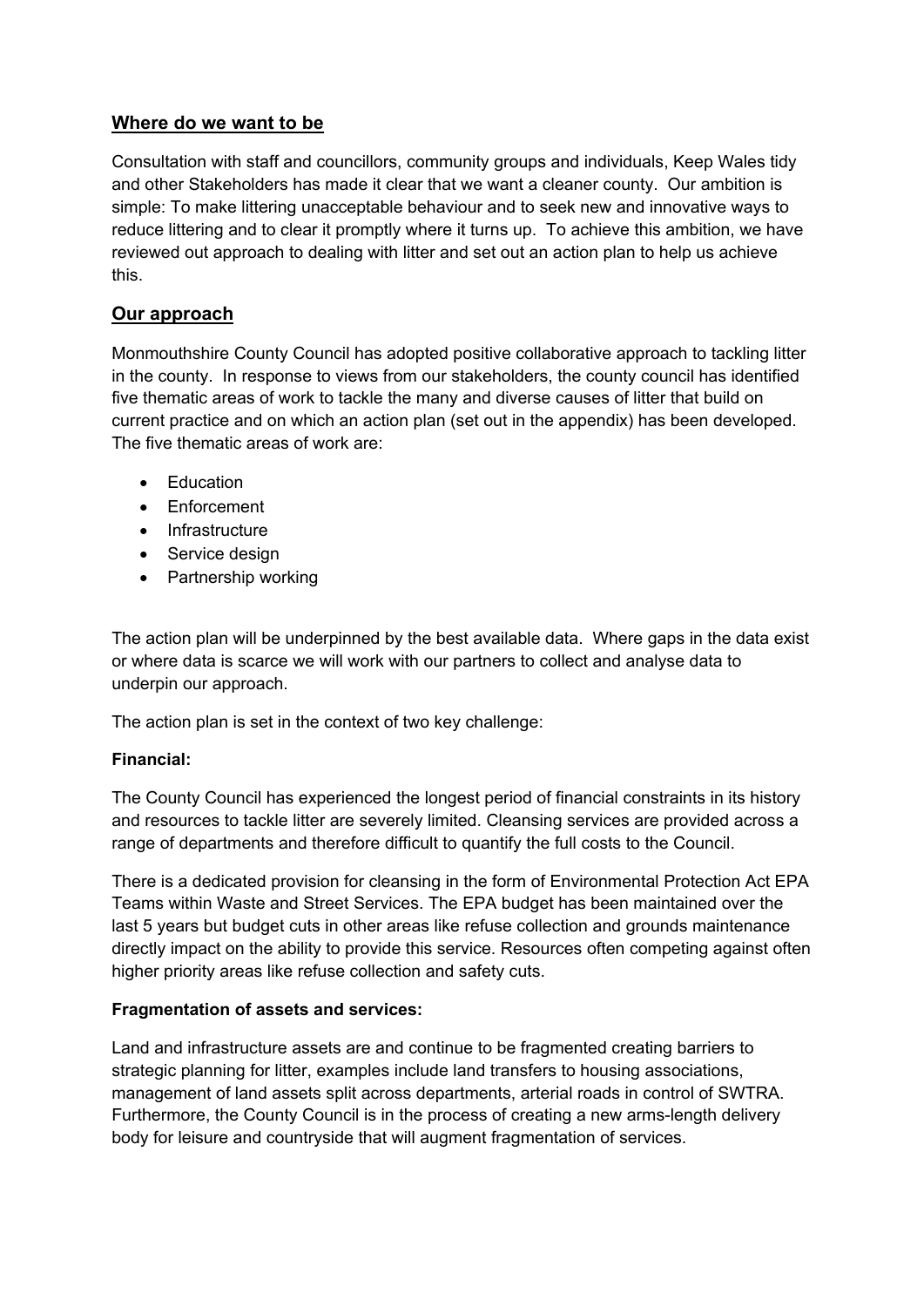## Where do we want to be

Consultation with staff and councillors, community groups and individuals, Keep Wales tidy and other Stakeholders has made it clear that we want a cleaner county. Our ambition is simple: To make littering unacceptable behaviour and to seek new and innovative ways to reduce littering and to clear it promptly where it turns up. To achieve this ambition, we have reviewed out approach to dealing with litter and set out an action plan to help us achieve this.

## Our approach

Monmouthshire County Council has adopted positive collaborative approach to tackling litter in the county. In response to views from our stakeholders, the county council has identified five thematic areas of work to tackle the many and diverse causes of litter that build on current practice and on which an action plan (set out in the appendix) has been developed. The five thematic areas of work are:

- Education
- Enforcement
- Infrastructure
- Service design
- Partnership working

The action plan will be underpinned by the best available data. Where gaps in the data exist or where data is scarce we will work with our partners to collect and analyse data to underpin our approach.

The action plan is set in the context of two key challenge:

**Financial:**

The County Council has experienced the longest period of financial constraints in its history and resources to tackle litter are severely limited. Cleansing services are provided across a range of departments and therefore difficult to quantify the full costs to the Council.

There is a dedicated provision for cleansing in the form of Environmental Protection Act EPA Teams within Waste and Street Services. The EPA budget has been maintained over the last 5 years but budget cuts in other areas like refuse collection and grounds maintenance directly impact on the ability to provide this service. Resources often competing against often higher priority areas like refuse collection and safety cuts.

**Fragmentation of assets and services:**

Land and infrastructure assets are and continue to be fragmented creating barriers to strategic planning for litter, examples include land transfers to housing associations, management of land assets split across departments, arterial roads in control of SWTRA. Furthermore, the County Council is in the process of creating a new arms-length delivery body for leisure and countryside that will augment fragmentation of services.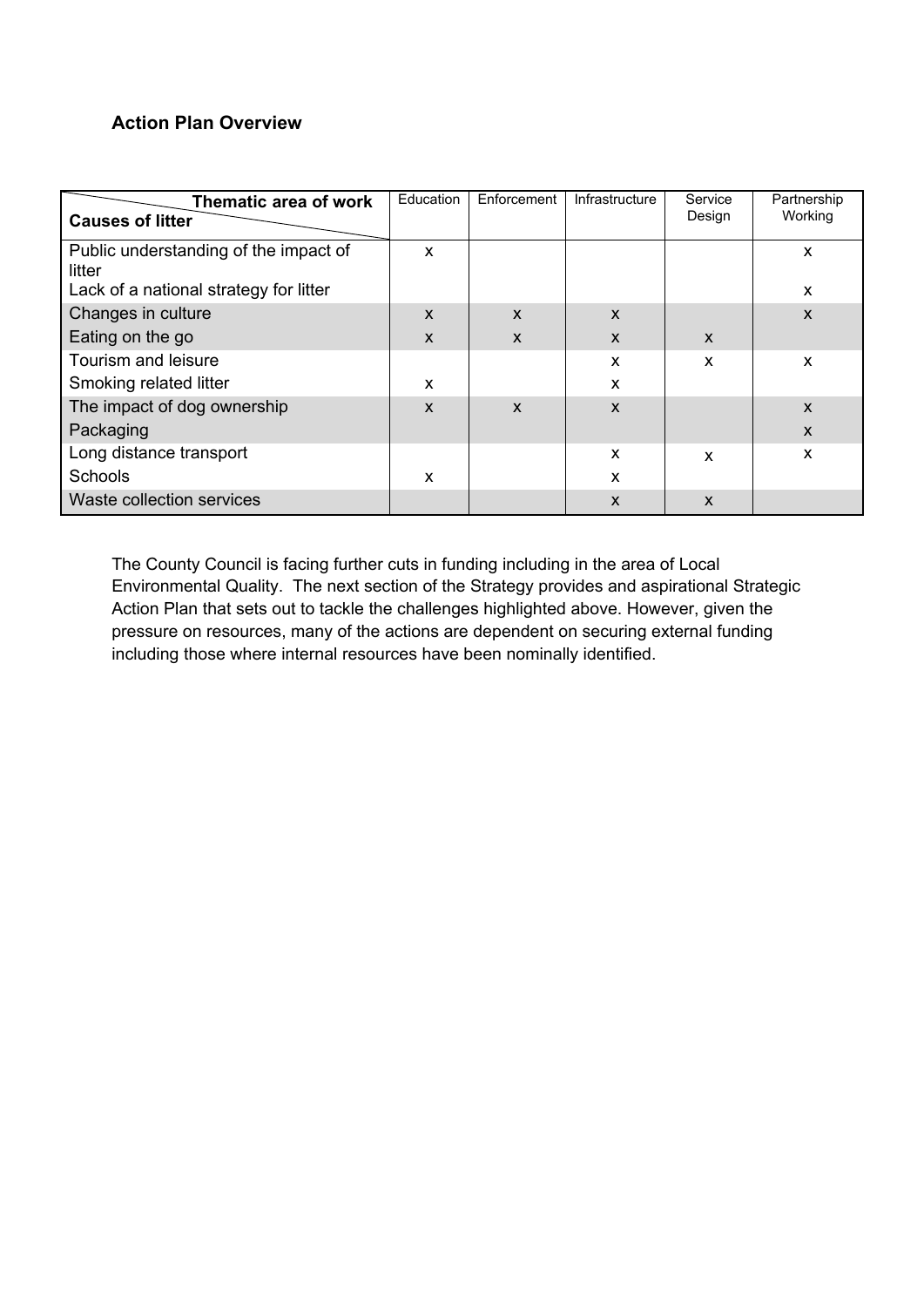**Action Plan Overview**

| Thematic area of work / Causes of litter | Education | Enforcement | Infrastructure | Service Design | Partnership Working |
|---|---|---|---|---|---|
| Public understanding of the impact of litter | x | | | | x |
| Lack of a national strategy for litter | | | | | x |
| Changes in culture | x | x | x | | x |
| Eating on the go | x | x | x | x | |
| Tourism and leisure | | | x | x | x |
| Smoking related litter | x | | x | | |
| The impact of dog ownership | x | x | x | | x |
| Packaging | | | | | x |
| Long distance transport | | | x | x | x |
| Schools | x | | x | | |
| Waste collection services | | | x | x | |

The County Council is facing further cuts in funding including in the area of Local Environmental Quality. The next section of the Strategy provides and aspirational Strategic Action Plan that sets out to tackle the challenges highlighted above. However, given the pressure on resources, many of the actions are dependent on securing external funding including those where internal resources have been nominally identified.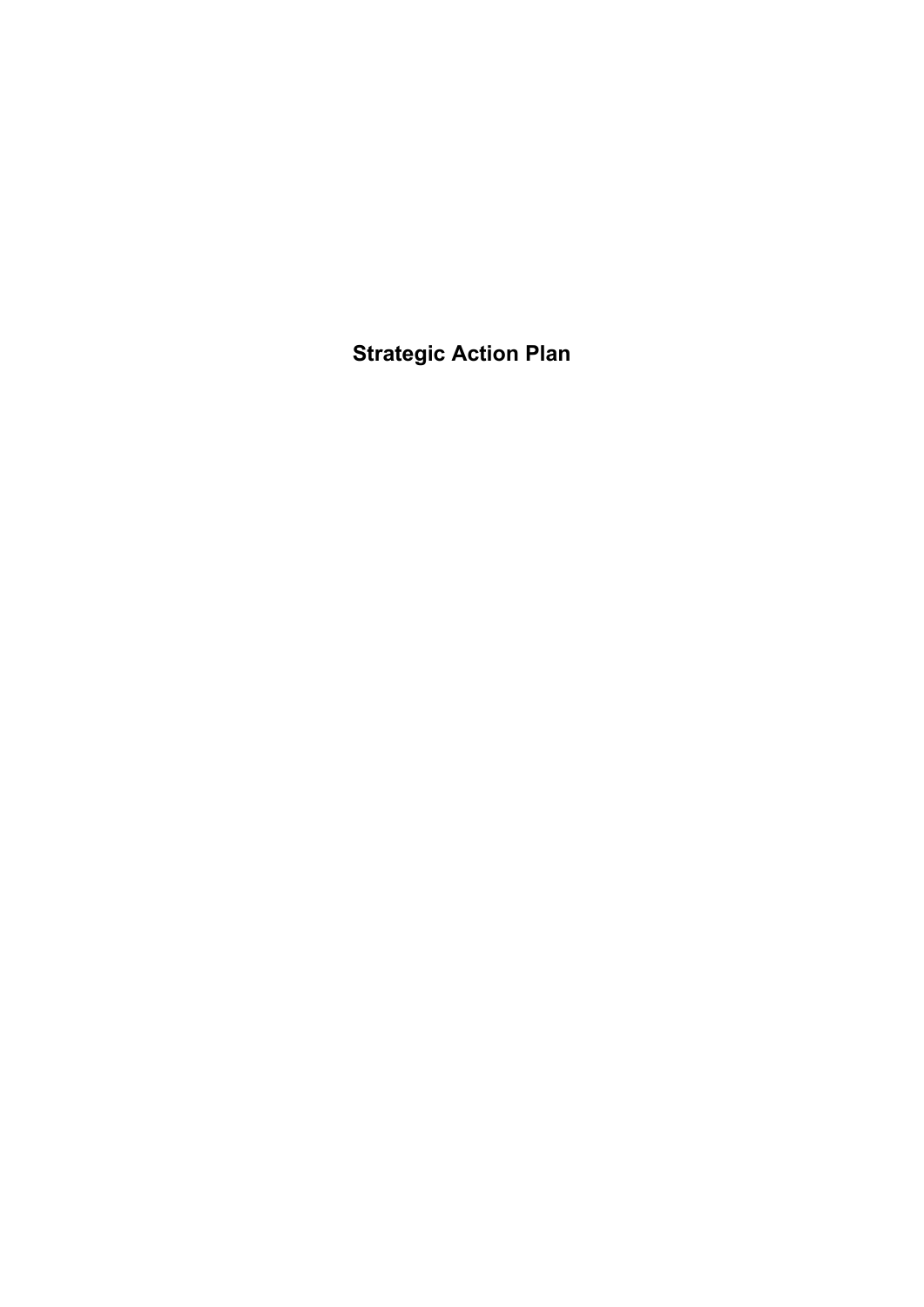# Strategic Action Plan